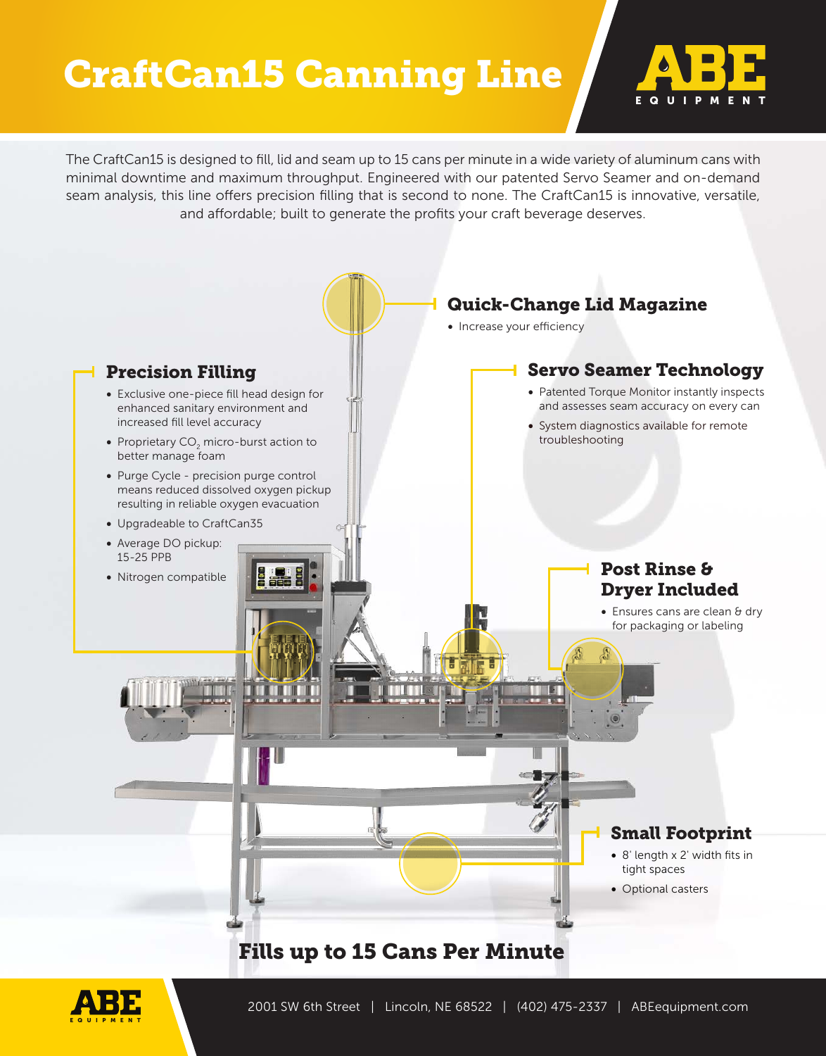# CraftCan15 Canning Line

ABE EQUIPMENT

The CraftCan15 is designed to fill, lid and seam up to 15 cans per minute in a wide variety of aluminum cans with minimal downtime and maximum throughput. Engineered with our patented Servo Seamer and on-demand seam analysis, this line offers precision filling that is second to none. The CraftCan15 is innovative, versatile, and affordable; built to generate the profits your craft beverage deserves.

## Quick-Change Lid Magazine

- Increase your efficiency

## Precision Filling

- Exclusive one-piece fill head design for enhanced sanitary environment and increased fill level accuracy
- Proprietary $CO_2$ micro-burst action to better manage foam
- Purge Cycle - precision purge control means reduced dissolved oxygen pickup resulting in reliable oxygen evacuation
- Upgradeable to CraftCan35
- Average DO pickup: 15-25 PPB
- Nitrogen compatible

## Servo Seamer Technology

- Patented Torque Monitor instantly inspects and assesses seam accuracy on every can
- System diagnostics available for remote troubleshooting

## Post Rinse & Dryer Included

- Ensures cans are clean & dry for packaging or labeling

## Small Footprint

- 8' length x 2' width fits in tight spaces
- Optional casters

## Fills up to 15 Cans Per Minute

2001 SW 6th Street | Lincoln, NE 68522 | (402) 475-2337 | ABEequipment.com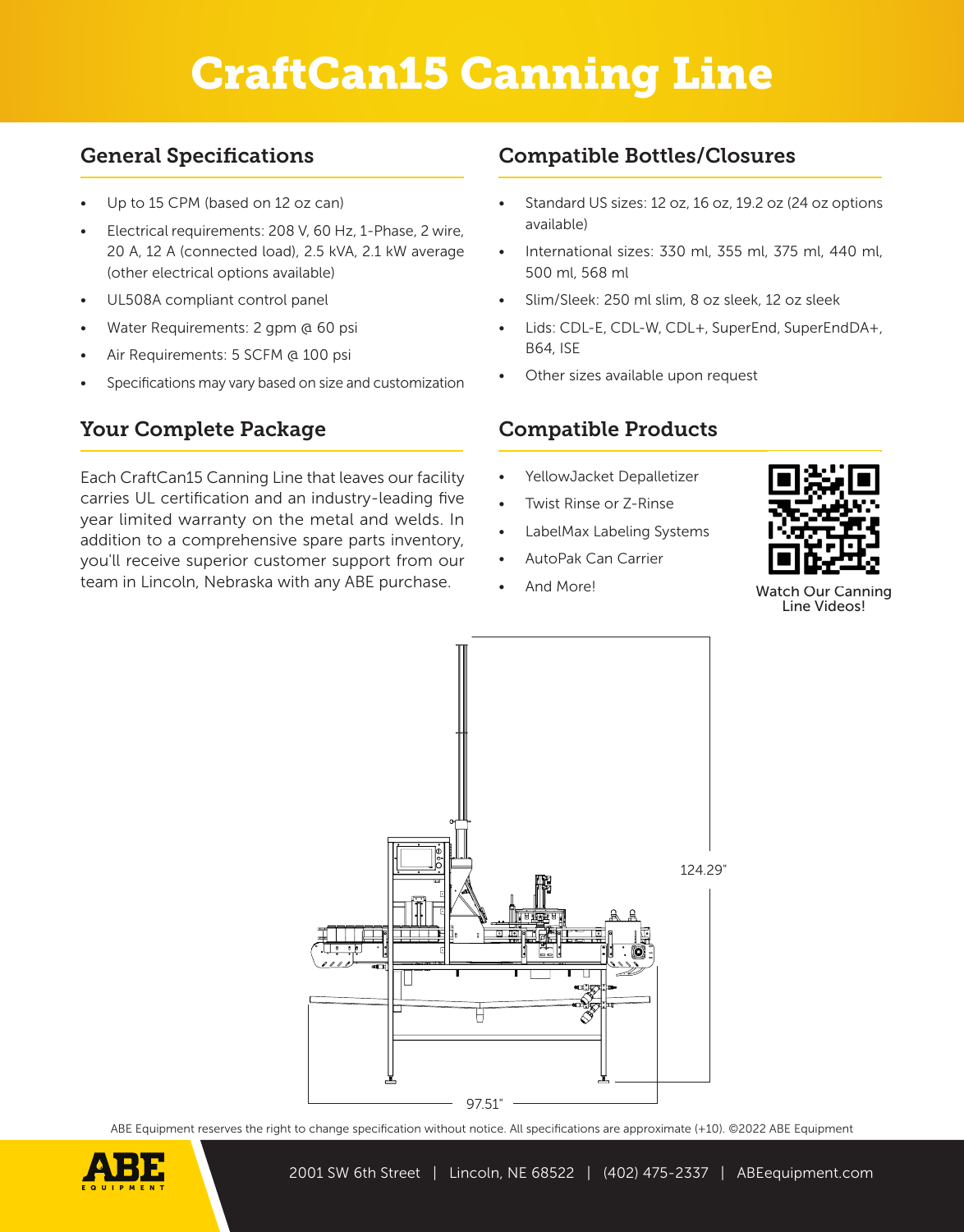# CraftCan15 Canning Line

## General Specifications

- Up to 15 CPM (based on 12 oz can)
- Electrical requirements: 208 V, 60 Hz, 1-Phase, 2 wire, 20 A, 12 A (connected load), 2.5 kVA, 2.1 kW average (other electrical options available)
- UL508A compliant control panel
- Water Requirements: 2 gpm @ 60 psi
- Air Requirements: 5 SCFM @ 100 psi
- Specifications may vary based on size and customization

## Your Complete Package

Each CraftCan15 Canning Line that leaves our facility carries UL certification and an industry-leading five year limited warranty on the metal and welds. In addition to a comprehensive spare parts inventory, you'll receive superior customer support from our team in Lincoln, Nebraska with any ABE purchase.

## Compatible Bottles/Closures

- Standard US sizes: 12 oz, 16 oz, 19.2 oz (24 oz options available)
- International sizes: 330 ml, 355 ml, 375 ml, 440 ml, 500 ml, 568 ml
- Slim/Sleek: 250 ml slim, 8 oz sleek, 12 oz sleek
- Lids: CDL-E, CDL-W, CDL+, SuperEnd, SuperEndDA+, B64, ISE
- Other sizes available upon request

## Compatible Products

- YellowJacket Depalletizer
- Twist Rinse or Z-Rinse
- LabelMax Labeling Systems
- AutoPak Can Carrier
- And More!

Watch Our Canning Line Videos!

124.29"

97.51"

ABE Equipment reserves the right to change specification without notice. All specifications are approximate (+10). ©2022 ABE Equipment

2001 SW 6th Street | Lincoln, NE 68522 | (402) 475-2337 | ABEequipment.com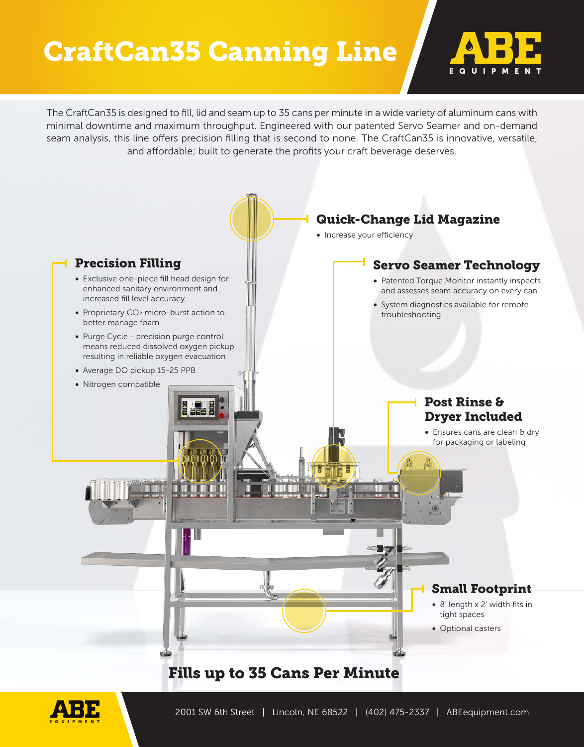# CraftCan35 Canning Line

ABE EQUIPMENT

The CraftCan35 is designed to fill, lid and seam up to 35 cans per minute in a wide variety of aluminum cans with minimal downtime and maximum throughput. Engineered with our patented Servo Seamer and on-demand seam analysis, this line offers precision filling that is second to none. The CraftCan35 is innovative, versatile, and affordable; built to generate the profits your craft beverage deserves.

## Quick-Change Lid Magazine

- Increase your efficiency

## Precision Filling

- Exclusive one-piece fill head design for enhanced sanitary environment and increased fill level accuracy
- Proprietary $CO_2$ micro-burst action to better manage foam
- Purge Cycle - precision purge control means reduced dissolved oxygen pickup resulting in reliable oxygen evacuation
- Average DO pickup 15-25 PPB
- Nitrogen compatible

## Servo Seamer Technology

- Patented Torque Monitor instantly inspects and assesses seam accuracy on every can
- System diagnostics available for remote troubleshooting

## Post Rinse & Dryer Included

- Ensures cans are clean & dry for packaging or labeling

## Small Footprint

- 8' length x 2' width fits in tight spaces
- Optional casters

## Fills up to 35 Cans Per Minute

2001 SW 6th Street | Lincoln, NE 68522 | (402) 475-2337 | ABEequipment.com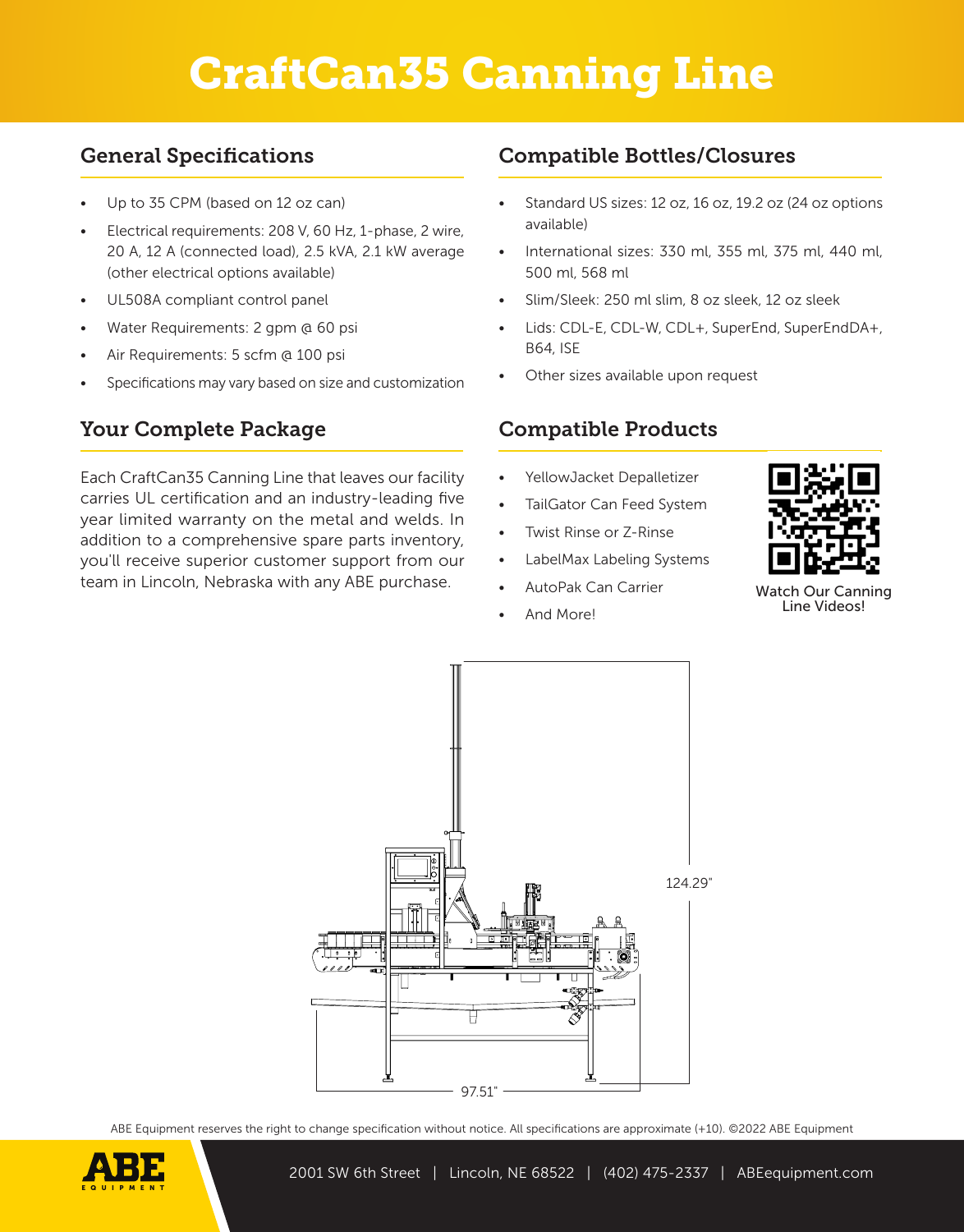# CraftCan35 Canning Line

## General Specifications

- Up to 35 CPM (based on 12 oz can)
- Electrical requirements: 208 V, 60 Hz, 1-phase, 2 wire, 20 A, 12 A (connected load), 2.5 kVA, 2.1 kW average (other electrical options available)
- UL508A compliant control panel
- Water Requirements: 2 gpm @ 60 psi
- Air Requirements: 5 scfm @ 100 psi
- Specifications may vary based on size and customization

## Your Complete Package

Each CraftCan35 Canning Line that leaves our facility carries UL certification and an industry-leading five year limited warranty on the metal and welds. In addition to a comprehensive spare parts inventory, you'll receive superior customer support from our team in Lincoln, Nebraska with any ABE purchase.

## Compatible Bottles/Closures

- Standard US sizes: 12 oz, 16 oz, 19.2 oz (24 oz options available)
- International sizes: 330 ml, 355 ml, 375 ml, 440 ml, 500 ml, 568 ml
- Slim/Sleek: 250 ml slim, 8 oz sleek, 12 oz sleek
- Lids: CDL-E, CDL-W, CDL+, SuperEnd, SuperEndDA+, B64, ISE
- Other sizes available upon request

## Compatible Products

- YellowJacket Depalletizer
- TailGator Can Feed System
- Twist Rinse or Z-Rinse
- LabelMax Labeling Systems
- AutoPak Can Carrier
- And More!

Watch Our Canning Line Videos!

124.29"

97.51"

ABE Equipment reserves the right to change specification without notice. All specifications are approximate (+10). ©2022 ABE Equipment

2001 SW 6th Street | Lincoln, NE 68522 | (402) 475-2337 | ABEequipment.com